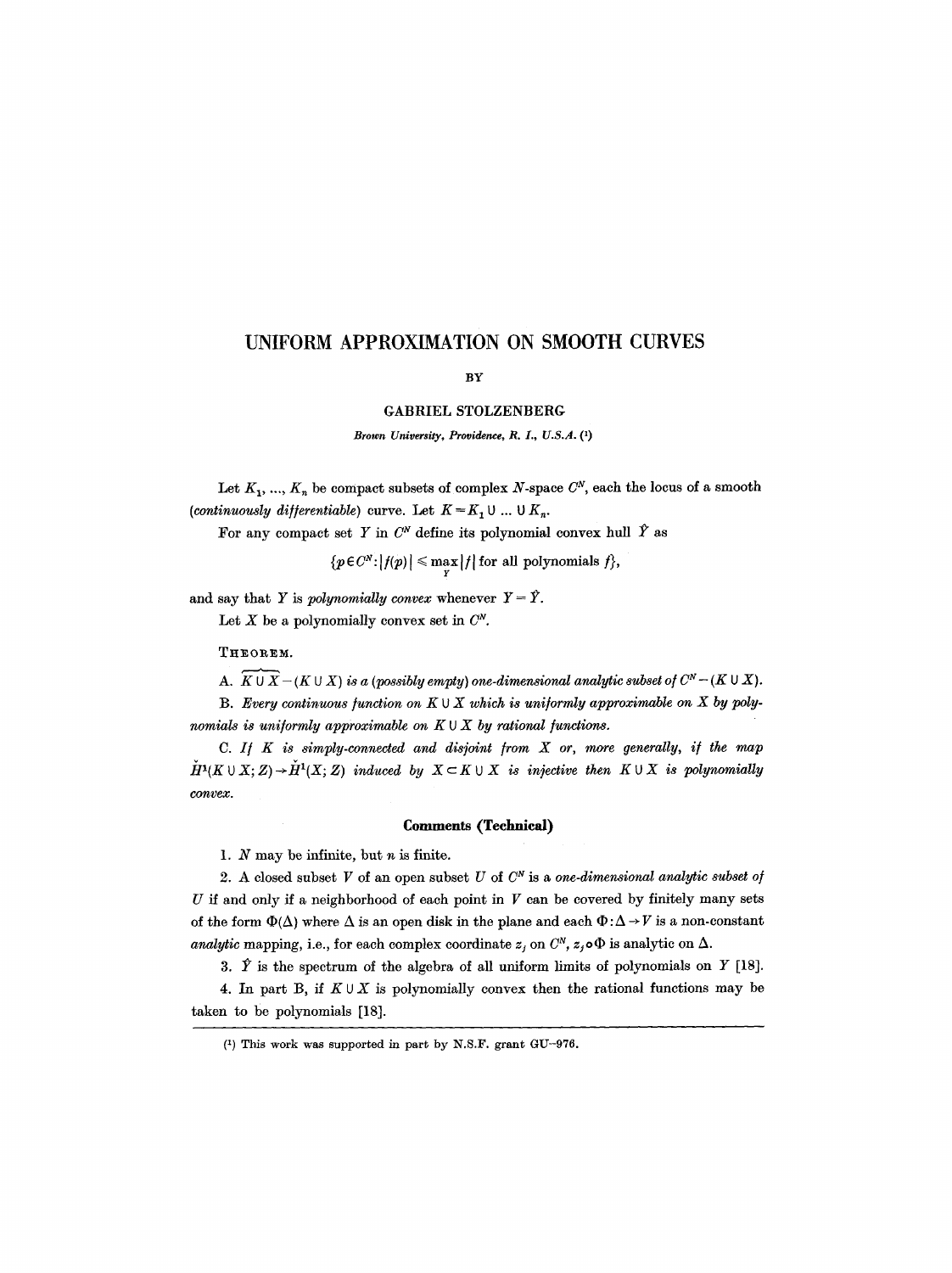# UNIFORM APPROXIMATION ON SMOOTH CURVES

BY

GABRIEL STOLZENBERG

*Brown University, Providence, R. I., U.S.A.* [1]

Let $K_1, ..., K_n$ be compact subsets of complex $N$-space $C^N$, each the locus of a smooth (*continuously differentiable*) curve. Let $K = K_1 \cup ... \cup K_n$.

For any compact set $Y$ in $C^N$ define its polynomial convex hull $\hat{Y}$ as

$$\{p \in C^N : |f(p)| \leqslant \max_Y |f| \text{ for all polynomials } f\},$$

and say that $Y$ is *polynomially convex* whenever $Y = \hat{Y}$.

Let $X$ be a polynomially convex set in $C^N$.

THEOREM.

A. $\widehat{K \cup X} - (K \cup X)$ *is a (possibly empty) one-dimensional analytic subset of* $C^N - (K \cup X)$.

B. *Every continuous function on* $K \cup X$ *which is uniformly approximable on* $X$ *by polynomials is uniformly approximable on* $K \cup X$ *by rational functions.*

C. *If* $K$ *is simply-connected and disjoint from* $X$ *or, more generally, if the map* $\check{H}^1(K \cup X; Z) \to \check{H}^1(X; Z)$ *induced by* $X \subset K \cup X$ *is injective then* $K \cup X$ *is polynomially convex.*

### Comments (Technical)

1. $N$ may be infinite, but $n$ is finite.

2. A closed subset $V$ of an open subset $U$ of $C^N$ is a *one-dimensional analytic subset of* $U$ if and only if a neighborhood of each point in $V$ can be covered by finitely many sets of the form $\Phi(\Delta)$ where $\Delta$ is an open disk in the plane and each $\Phi : \Delta \to V$ is a non-constant *analytic* mapping, i.e., for each complex coordinate $z_j$ on $C^N$, $z_j \circ \Phi$ is analytic on $\Delta$.

3. $\hat{Y}$ is the spectrum of the algebra of all uniform limits of polynomials on $Y$ [18].

4. In part B, if $K \cup X$ is polynomially convex then the rational functions may be taken to be polynomials [18].

---

[1] This work was supported in part by N.S.F. grant GU-976.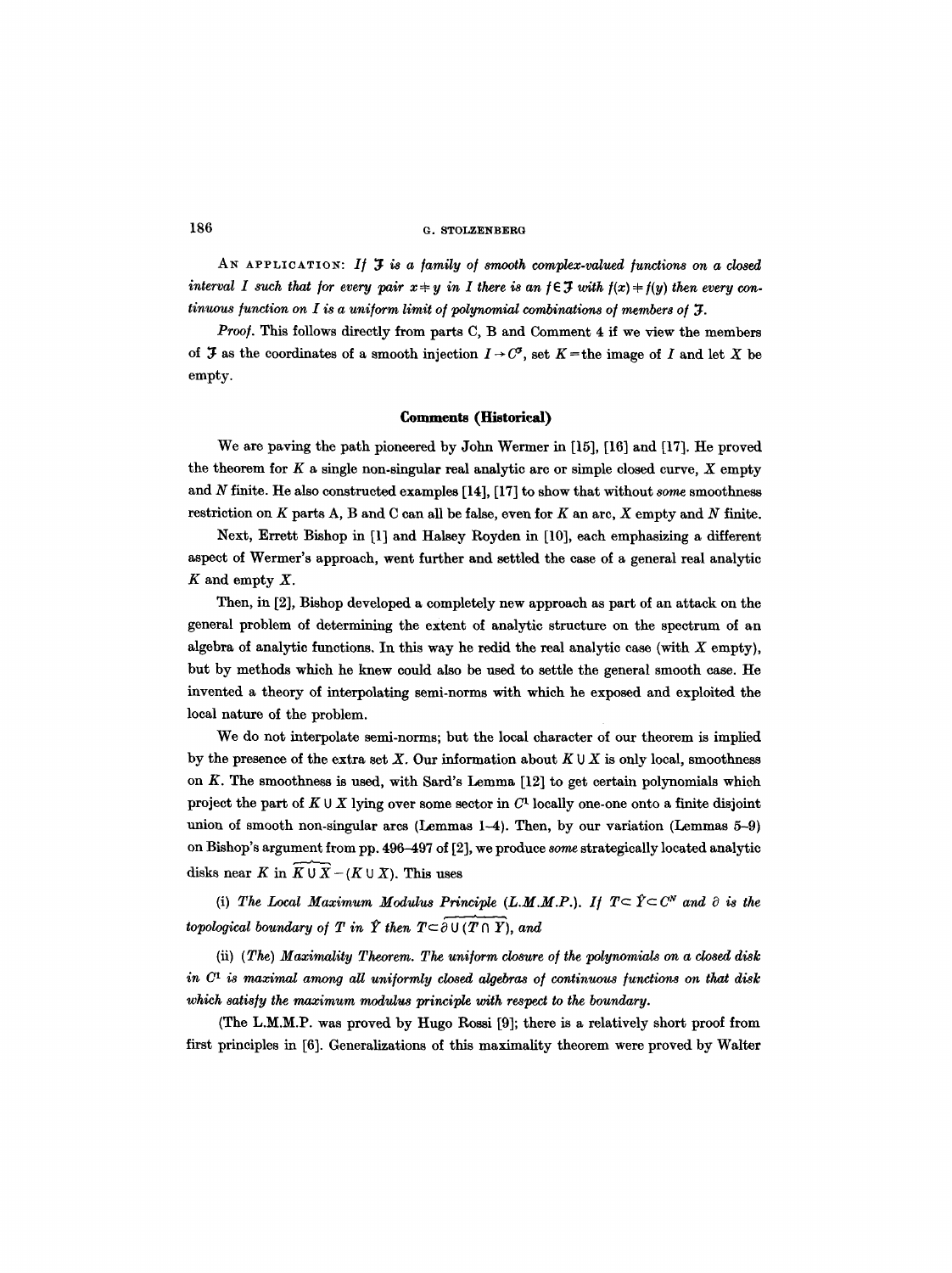AN APPLICATION: *If $\mathfrak{F}$ is a family of smooth complex-valued functions on a closed interval $I$ such that for every pair $x \neq y$ in $I$ there is an $f \in \mathfrak{F}$ with $f(x) \neq f(y)$ then every continuous function on $I$ is a uniform limit of polynomial combinations of members of $\mathfrak{F}$.*

*Proof.* This follows directly from parts C, B and Comment 4 if we view the members of $\mathfrak{F}$ as the coordinates of a smooth injection $I \to C^{\mathfrak{F}}$, set $K$ = the image of $I$ and let $X$ be empty.

## Comments (Historical)

We are paving the path pioneered by John Wermer in [15], [16] and [17]. He proved the theorem for $K$ a single non-singular real analytic arc or simple closed curve, $X$ empty and $N$ finite. He also constructed examples [14], [17] to show that without *some* smoothness restriction on $K$ parts A, B and C can all be false, even for $K$ an arc, $X$ empty and $N$ finite.

Next, Errett Bishop in [1] and Halsey Royden in [10], each emphasizing a different aspect of Wermer's approach, went further and settled the case of a general real analytic $K$ and empty $X$.

Then, in [2], Bishop developed a completely new approach as part of an attack on the general problem of determining the extent of analytic structure on the spectrum of an algebra of analytic functions. In this way he redid the real analytic case (with $X$ empty), but by methods which he knew could also be used to settle the general smooth case. He invented a theory of interpolating semi-norms with which he exposed and exploited the local nature of the problem.

We do not interpolate semi-norms; but the local character of our theorem is implied by the presence of the extra set $X$. Our information about $K \cup X$ is only local, smoothness on $K$. The smoothness is used, with Sard's Lemma [12] to get certain polynomials which project the part of $K \cup X$ lying over some sector in $C^1$ locally one-one onto a finite disjoint union of smooth non-singular arcs (Lemmas 1–4). Then, by our variation (Lemmas 5–9) on Bishop's argument from pp. 496–497 of [2], we produce *some* strategically located analytic disks near $K$ in $\widehat{K \cup X} - (K \cup X)$. This uses

(i) *The Local Maximum Modulus Principle (L.M.M.P.). If $T \subset \hat{Y} \subset C^N$ and $\partial$ is the topological boundary of $T$ in $\hat{Y}$ then $T \subset \widehat{\partial \cup (T \cap Y)}$, and*

(ii) *(The) Maximality Theorem. The uniform closure of the polynomials on a closed disk in $C^1$ is maximal among all uniformly closed algebras of continuous functions on that disk which satisfy the maximum modulus principle with respect to the boundary.*

(The L.M.M.P. was proved by Hugo Rossi [9]; there is a relatively short proof from first principles in [6]. Generalizations of this maximality theorem were proved by Walter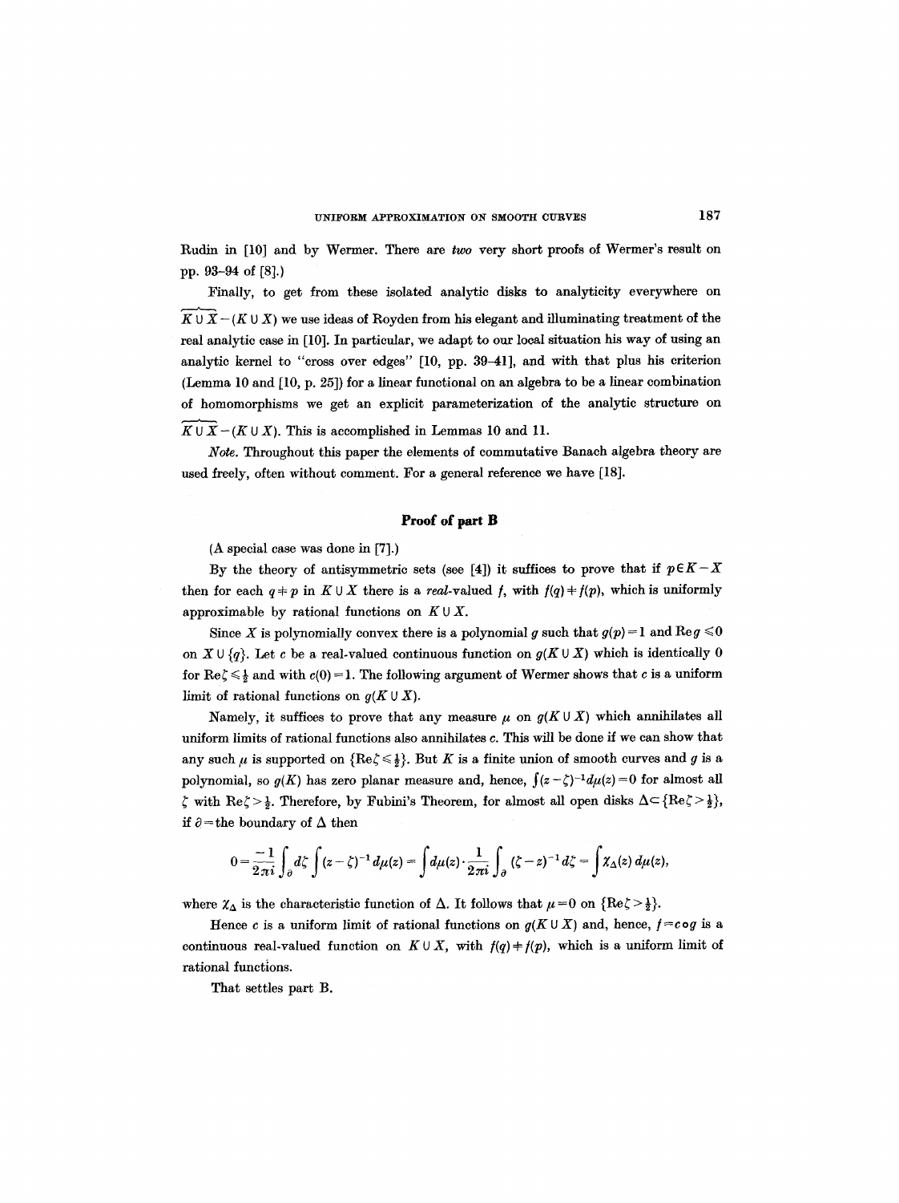Rudin in [10] and by Wermer. There are *two* very short proofs of Wermer's result on pp. 93–94 of [8].)

Finally, to get from these isolated analytic disks to analyticity everywhere on $\widehat{K \cup X} - (K \cup X)$ we use ideas of Royden from his elegant and illuminating treatment of the real analytic case in [10]. In particular, we adapt to our local situation his way of using an analytic kernel to "cross over edges" [10, pp. 39–41], and with that plus his criterion (Lemma 10 and [10, p. 25]) for a linear functional on an algebra to be a linear combination of homomorphisms we get an explicit parameterization of the analytic structure on $\widehat{K \cup X} - (K \cup X)$. This is accomplished in Lemmas 10 and 11.

*Note.* Throughout this paper the elements of commutative Banach algebra theory are used freely, often without comment. For a general reference we have [18].

## Proof of part B

(A special case was done in [7].)

By the theory of antisymmetric sets (see [4]) it suffices to prove that if $p \in K - X$ then for each $q \neq p$ in $K \cup X$ there is a *real*-valued $f$, with $f(q) \neq f(p)$, which is uniformly approximable by rational functions on $K \cup X$.

Since $X$ is polynomially convex there is a polynomial $g$ such that $g(p) = 1$ and $\operatorname{Re} g \leqslant 0$ on $X \cup \{q\}$. Let $c$ be a real-valued continuous function on $g(K \cup X)$ which is identically 0 for $\operatorname{Re} \zeta \leqslant \frac{1}{2}$ and with $c(0) = 1$. The following argument of Wermer shows that $c$ is a uniform limit of rational functions on $g(K \cup X)$.

Namely, it suffices to prove that any measure $\mu$ on $g(K \cup X)$ which annihilates all uniform limits of rational functions also annihilates $c$. This will be done if we can show that any such $\mu$ is supported on $\{\operatorname{Re} \zeta \leqslant \frac{1}{2}\}$. But $K$ is a finite union of smooth curves and $g$ is a polynomial, so $g(K)$ has zero planar measure and, hence, $\int (z - \zeta)^{-1} d\mu(z) = 0$ for almost all $\zeta$ with $\operatorname{Re} \zeta > \frac{1}{2}$. Therefore, by Fubini's Theorem, for almost all open disks $\Delta \subset \{\operatorname{Re} \zeta > \frac{1}{2}\}$, if $\partial =$ the boundary of $\Delta$ then

$$0 = \frac{-1}{2\pi i} \int_{\partial} d\zeta \int (z - \zeta)^{-1} d\mu(z) = \int d\mu(z) \cdot \frac{1}{2\pi i} \int_{\partial} (\zeta - z)^{-1} d\zeta = \int \chi_{\Delta}(z)\, d\mu(z),$$

where $\chi_{\Delta}$ is the characteristic function of $\Delta$. It follows that $\mu = 0$ on $\{\operatorname{Re} \zeta > \frac{1}{2}\}$.

Hence $c$ is a uniform limit of rational functions on $g(K \cup X)$ and, hence, $f = c \circ g$ is a continuous real-valued function on $K \cup X$, with $f(q) \neq f(p)$, which is a uniform limit of rational functions.

That settles part B.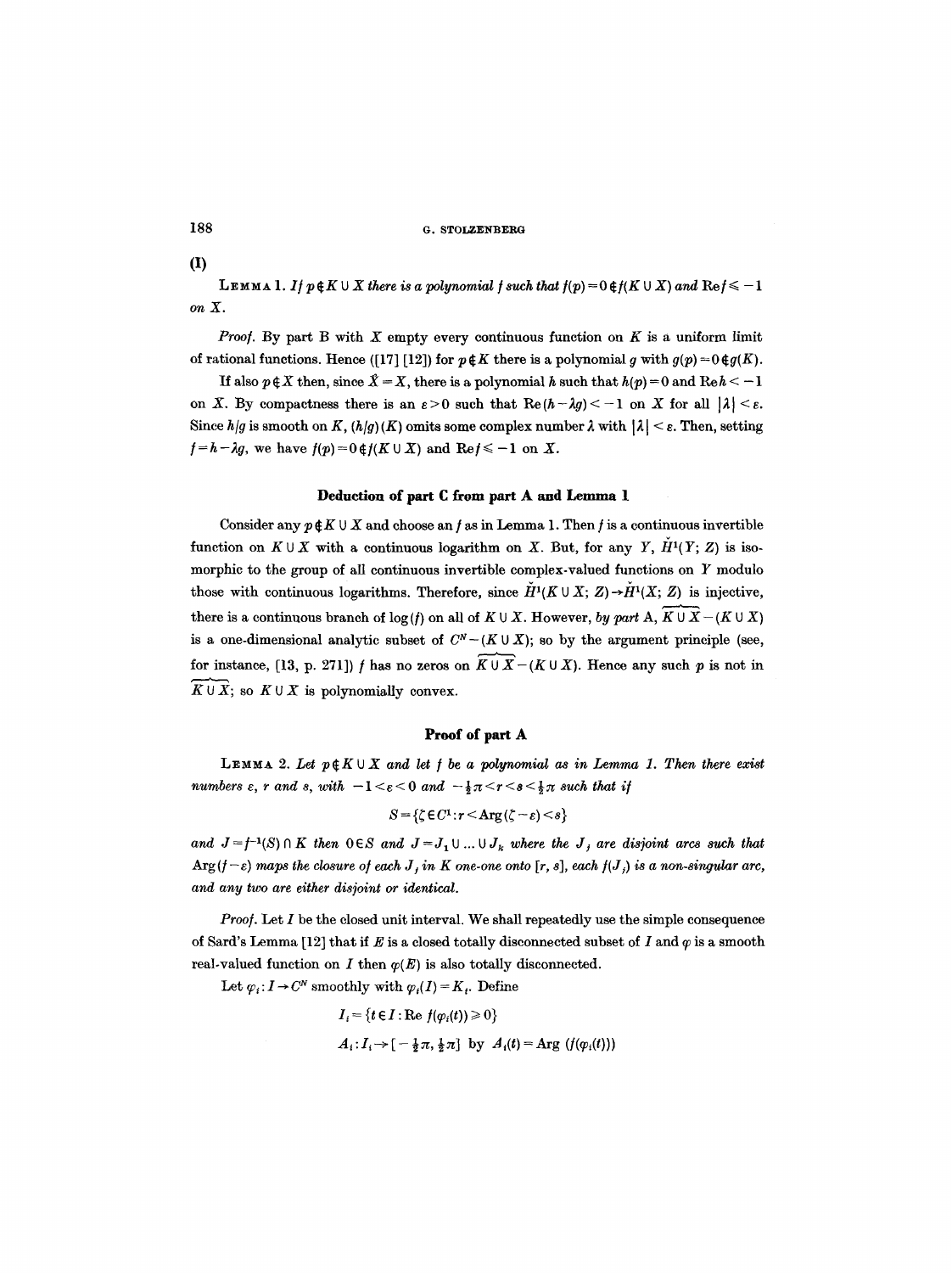(I)

**Lemma 1.** *If $p \notin K \cup X$ there is a polynomial $f$ such that $f(p) = 0 \notin f(K \cup X)$ and $\operatorname{Re} f \leqslant -1$ on $X$.*

*Proof.* By part B with $X$ empty every continuous function on $K$ is a uniform limit of rational functions. Hence ([17] [12]) for $p \notin K$ there is a polynomial $g$ with $g(p) = 0 \notin g(K)$.

If also $p \notin X$ then, since $\hat{X} = X$, there is a polynomial $h$ such that $h(p) = 0$ and $\operatorname{Re} h < -1$ on $X$. By compactness there is an $\varepsilon > 0$ such that $\operatorname{Re}(h - \lambda g) < -1$ on $X$ for all $|\lambda| < \varepsilon$. Since $h/g$ is smooth on $K$, $(h/g)(K)$ omits some complex number $\lambda$ with $|\lambda| < \varepsilon$. Then, setting $f = h - \lambda g$, we have $f(p) = 0 \notin f(K \cup X)$ and $\operatorname{Re} f \leqslant -1$ on $X$.

### Deduction of part C from part A and Lemma 1

Consider any $p \notin K \cup X$ and choose an $f$ as in Lemma 1. Then $f$ is a continuous invertible function on $K \cup X$ with a continuous logarithm on $X$. But, for any $Y$, $\check{H}^1(Y; Z)$ is isomorphic to the group of all continuous invertible complex-valued functions on $Y$ modulo those with continuous logarithms. Therefore, since $\check{H}^1(K \cup X; Z) \to \check{H}^1(X; Z)$ is injective, there is a continuous branch of $\log(f)$ on all of $K \cup X$. However, *by part* A, $\widehat{K \cup X} - (K \cup X)$ is a one-dimensional analytic subset of $C^N - (K \cup X)$; so by the argument principle (see, for instance, [13, p. 271]) $f$ has no zeros on $\widehat{K \cup X} - (K \cup X)$. Hence any such $p$ is not in $\widehat{K \cup X}$; so $K \cup X$ is polynomially convex.

### Proof of part A

**Lemma 2.** *Let $p \notin K \cup X$ and let $f$ be a polynomial as in Lemma 1. Then there exist numbers $\varepsilon$, $r$ and $s$, with $-1 < \varepsilon < 0$ and $-\frac{1}{2}\pi < r < s < \frac{1}{2}\pi$ such that if*

$$S = \{\zeta \in C^1 : r < \operatorname{Arg}(\zeta - \varepsilon) < s\}$$

*and $J = f^{-1}(S) \cap K$ then $0 \in S$ and $J = J_1 \cup \ldots \cup J_k$ where the $J_j$ are disjoint arcs such that $\operatorname{Arg}(f - \varepsilon)$ maps the closure of each $J_j$ in $K$ one-one onto $[r, s]$, each $f(J_j)$ is a non-singular arc, and any two are either disjoint or identical.*

*Proof.* Let $I$ be the closed unit interval. We shall repeatedly use the simple consequence of Sard's Lemma [12] that if $E$ is a closed totally disconnected subset of $I$ and $\varphi$ is a smooth real-valued function on $I$ then $\varphi(E)$ is also totally disconnected.

Let $\varphi_i : I \to C^N$ smoothly with $\varphi_i(I) = K_i$. Define

$$I_i = \{t \in I : \operatorname{Re} f(\varphi_i(t)) \geqslant 0\}$$

$$A_i : I_i \to [-\tfrac{1}{2}\pi, \tfrac{1}{2}\pi] \text{ by } A_i(t) = \operatorname{Arg}(f(\varphi_i(t)))$$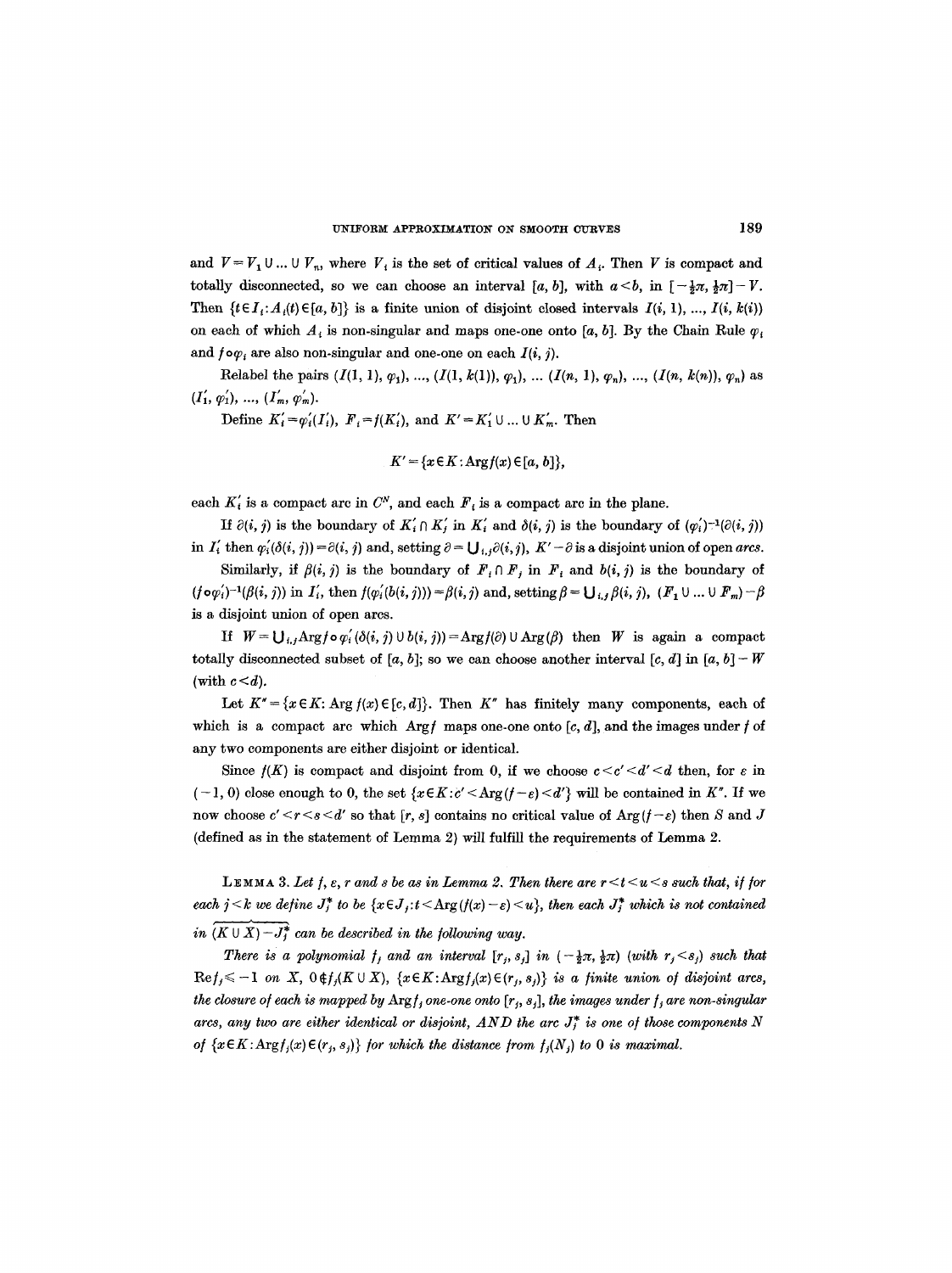and $V = V_1 \cup ... \cup V_n$, where $V_i$ is the set of critical values of $A_i$. Then $V$ is compact and totally disconnected, so we can choose an interval $[a, b]$, with $a < b$, in $[-\frac{1}{2}\pi, \frac{1}{2}\pi] - V$. Then $\{t \in I_i : A_i(t) \in [a, b]\}$ is a finite union of disjoint closed intervals $I(i, 1), ..., I(i, k(i))$ on each of which $A_i$ is non-singular and maps one-one onto $[a, b]$. By the Chain Rule $\varphi_i$ and $f \circ \varphi_i$ are also non-singular and one-one on each $I(i, j)$.

Relabel the pairs $(I(1, 1), \varphi_1), ..., (I(1, k(1)), \varphi_1), ... (I(n, 1), \varphi_n), ..., (I(n, k(n)), \varphi_n)$ as $(I_1', \varphi_1'), ..., (I_m', \varphi_m')$.

Define $K_i' = \varphi_i'(I_i')$, $F_i = f(K_i')$, and $K' = K_1' \cup ... \cup K_m'$. Then

$$K' = \{x \in K : \operatorname{Arg} f(x) \in [a, b]\},$$

each $K_i'$ is a compact arc in $C^N$, and each $F_i$ is a compact arc in the plane.

If $\partial(i, j)$ is the boundary of $K_i' \cap K_j'$ in $K_i'$ and $\delta(i, j)$ is the boundary of $(\varphi_i')^{-1}(\partial(i, j))$ in $I_i'$ then $\varphi_i'(\delta(i, j)) = \partial(i, j)$ and, setting $\partial = \bigcup_{i,j} \partial(i, j)$, $K' - \partial$ is a disjoint union of open *arcs*.

Similarly, if $\beta(i, j)$ is the boundary of $F_i \cap F_j$ in $F_i$ and $b(i, j)$ is the boundary of $(f \circ \varphi_i')^{-1}(\beta(i, j))$ in $I_i'$, then $f(\varphi_i'(b(i, j))) = \beta(i, j)$ and, setting $\beta = \bigcup_{i,j} \beta(i, j)$, $(F_1 \cup ... \cup F_m) - \beta$ is a disjoint union of open arcs.

If $W = \bigcup_{i,j} \operatorname{Arg} f \circ \varphi_i'(\delta(i, j) \cup b(i, j)) = \operatorname{Arg} f(\partial) \cup \operatorname{Arg}(\beta)$ then $W$ is again a compact totally disconnected subset of $[a, b]$; so we can choose another interval $[c, d]$ in $[a, b] - W$ (with $c < d$).

Let $K'' = \{x \in K : \operatorname{Arg} f(x) \in [c, d]\}$. Then $K''$ has finitely many components, each of which is a compact arc which $\operatorname{Arg} f$ maps one-one onto $[c, d]$, and the images under $f$ of any two components are either disjoint or identical.

Since $f(K)$ is compact and disjoint from 0, if we choose $c < c' < d' < d$ then, for $\varepsilon$ in $(-1, 0)$ close enough to 0, the set $\{x \in K : c' < \operatorname{Arg}(f - \varepsilon) < d'\}$ will be contained in $K''$. If we now choose $c' < r < s < d'$ so that $[r, s]$ contains no critical value of $\operatorname{Arg}(f - \varepsilon)$ then $S$ and $J$ (defined as in the statement of Lemma 2) will fulfill the requirements of Lemma 2.

LEMMA 3. *Let $f$, $\varepsilon$, $r$ and $s$ be as in Lemma 2. Then there are $r < t < u < s$ such that, if for each $j < k$ we define $J_j^*$ to be $\{x \in J_j : t < \operatorname{Arg}(f(x) - \varepsilon) < u\}$, then each $J_j^*$ which is not contained in $\widehat{(K \cup X)} - J_j^*$ can be described in the following way.*

*There is a polynomial $f_j$ and an interval $[r_j, s_j]$ in $(-\frac{1}{2}\pi, \frac{1}{2}\pi)$ (with $r_j < s_j$) such that $\operatorname{Re} f_j \leqslant -1$ on $X$, $0 \notin f_j(K \cup X)$, $\{x \in K : \operatorname{Arg} f_j(x) \in (r_j, s_j)\}$ is a finite union of disjoint arcs, the closure of each is mapped by $\operatorname{Arg} f_j$ one-one onto $[r_j, s_j]$, the images under $f_j$ are non-singular arcs, any two are either identical or disjoint, AND the arc $J_j^*$ is one of those components $N$ of $\{x \in K : \operatorname{Arg} f_j(x) \in (r_j, s_j)\}$ for which the distance from $f_j(N_j)$ to 0 is maximal.*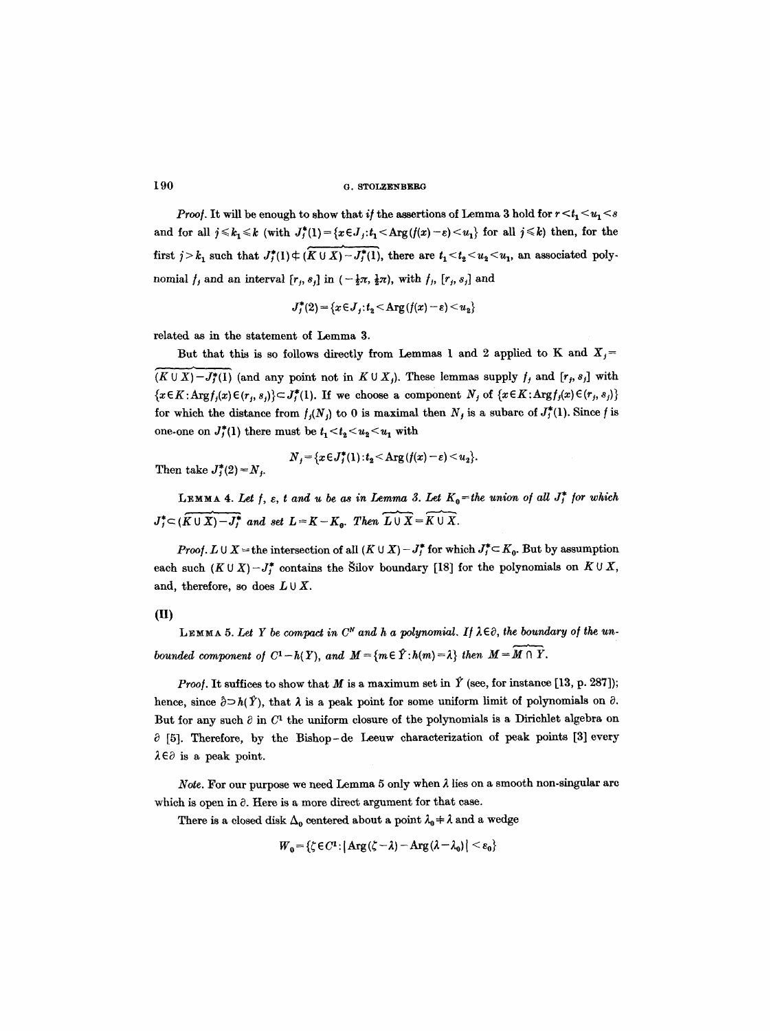*Proof.* It will be enough to show that *if* the assertions of Lemma 3 hold for $r < t_1 < u_1 < s$ and for all $j \leqslant k_1 \leqslant k$ (with $J_j^*(1) = \{x \in J_j : t_1 < \operatorname{Arg}(f(x) - \varepsilon) < u_1\}$ for all $j \leqslant k$) then, for the first $j > k_1$ such that $J_j^*(1) \not\subset \widehat{(K \cup X) - J_j^*(1)}$, there are $t_1 < t_2 < u_2 < u_1$, an associated polynomial $f_j$ and an interval $[r_j, s_j]$ in $(-\frac{1}{2}\pi, \frac{1}{2}\pi)$, with $f_j$, $[r_j, s_j]$ and

$$J_j^*(2) = \{x \in J_j : t_2 < \operatorname{Arg}(f(x) - \varepsilon) < u_2\}$$

related as in the statement of Lemma 3.

But that this is so follows directly from Lemmas 1 and 2 applied to K and $X_j = \widehat{(K \cup X) - J_j^*(1)}$ (and any point not in $K \cup X_j$). These lemmas supply $f_j$ and $[r_j, s_j]$ with $\{x \in K : \operatorname{Arg} f_j(x) \in (r_j, s_j)\} \subset J_j^*(1)$. If we choose a component $N_j$ of $\{x \in K : \operatorname{Arg} f_j(x) \in (r_j, s_j)\}$ for which the distance from $f_j(N_j)$ to 0 is maximal then $N_j$ is a subarc of $J_j^*(1)$. Since $f$ is one-one on $J_j^*(1)$ there must be $t_1 < t_2 < u_2 < u_1$ with

$$N_j = \{x \in J_j^*(1) : t_2 < \operatorname{Arg}(f(x) - \varepsilon) < u_2\}.$$

Then take $J_j^*(2) = N_j$.

LEMMA 4. *Let $f$, $\varepsilon$, $t$ and $u$ be as in Lemma 3. Let $K_0$ = the union of all $J_j^*$ for which $J_j^* \subset \widehat{(K \cup X) - J_j^*}$ and set $L = K - K_0$. Then $\widehat{L \cup X} = \widehat{K \cup X}$.*

*Proof.* $L \cup X$ = the intersection of all $(K \cup X) - J_j^*$ for which $J_j^* \subset K_0$. But by assumption each such $(K \cup X) - J_j^*$ contains the Šilov boundary [18] for the polynomials on $K \cup X$, and, therefore, so does $L \cup X$.

**(II)**

LEMMA 5. *Let $Y$ be compact in $C^N$ and $h$ a polynomial. If $\lambda \in \partial$, the boundary of the unbounded component of $C^1 - h(Y)$, and $M = \{m \in \hat{Y} : h(m) = \lambda\}$ then $M = \widehat{M \cap Y}$.*

*Proof.* It suffices to show that $M$ is a maximum set in $\hat{Y}$ (see, for instance [13, p. 287]); hence, since $\partial \supset h(\hat{Y})$, that $\lambda$ is a peak point for some uniform limit of polynomials on $\partial$. But for any such $\partial$ in $C^1$ the uniform closure of the polynomials is a Dirichlet algebra on $\partial$ [5]. Therefore, by the Bishop–de Leeuw characterization of peak points [3] every $\lambda \in \partial$ is a peak point.

*Note.* For our purpose we need Lemma 5 only when $\lambda$ lies on a smooth non-singular arc which is open in $\partial$. Here is a more direct argument for that case.

There is a closed disk $\Delta_0$ centered about a point $\lambda_0 \neq \lambda$ and a wedge

$$W_0 = \{\zeta \in C^1 : |\operatorname{Arg}(\zeta - \lambda) - \operatorname{Arg}(\lambda - \lambda_0)| < \varepsilon_0\}$$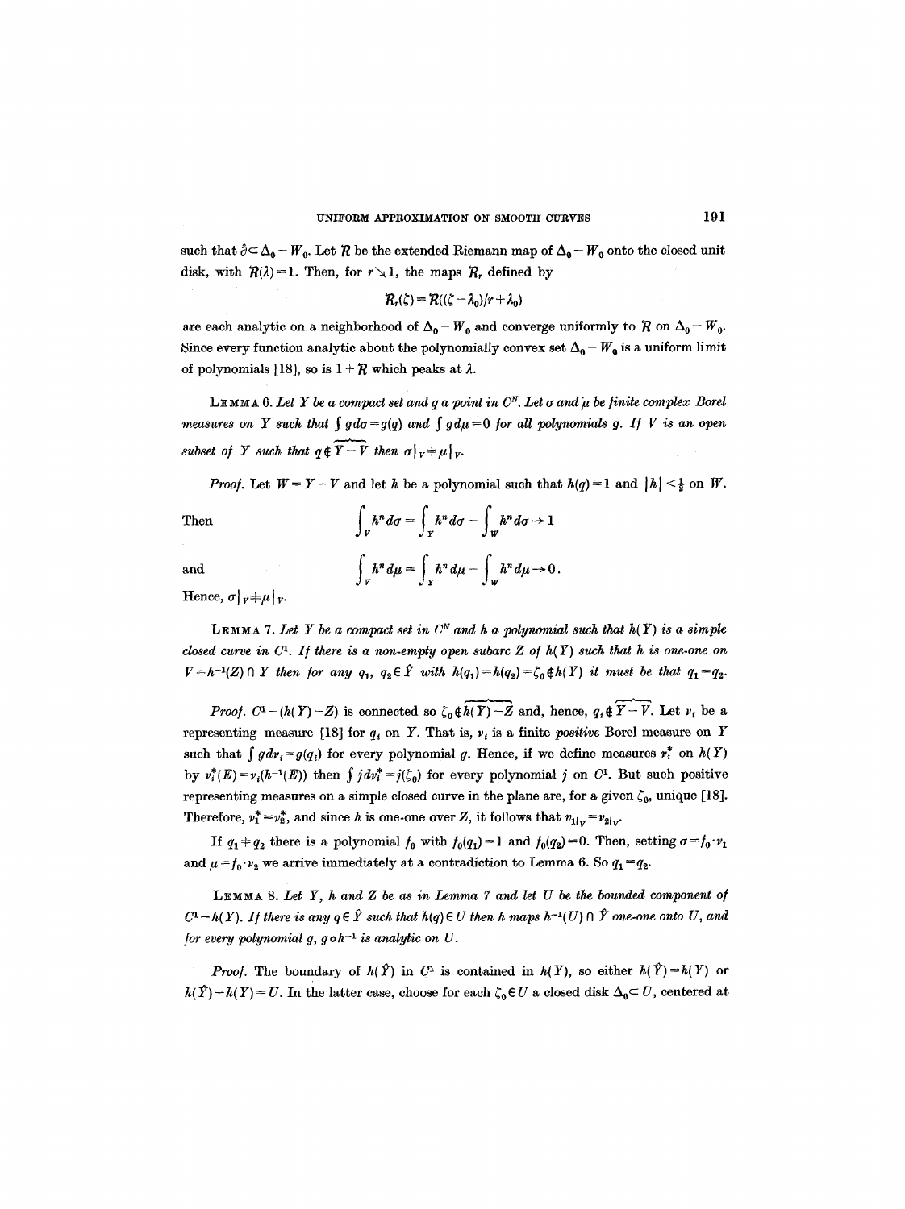such that $\hat{\partial} \subset \Delta_0 - W_0$. Let $\mathcal{R}$ be the extended Riemann map of $\Delta_0 - W_0$ onto the closed unit disk, with $\mathcal{R}(\lambda) = 1$. Then, for $r \searrow 1$, the maps $\mathcal{R}_r$ defined by

$$\mathcal{R}_r(\zeta) = \mathcal{R}((\zeta - \lambda_0)/r + \lambda_0)$$

are each analytic on a neighborhood of $\Delta_0 - W_0$ and converge uniformly to $\mathcal{R}$ on $\Delta_0 - W_0$. Since every function analytic about the polynomially convex set $\Delta_0 - W_0$ is a uniform limit of polynomials [18], so is $1 + \mathcal{R}$ which peaks at $\lambda$.

**Lemma 6.** *Let $Y$ be a compact set and $q$ a point in $C^N$. Let $\sigma$ and $\mu$ be finite complex Borel measures on $Y$ such that $\int g\,d\sigma = g(q)$ and $\int g\,d\mu = 0$ for all polynomials $g$. If $V$ is an open subset of $Y$ such that $q \notin \widehat{Y - V}$ then $\sigma|_V \neq \mu|_V$.*

*Proof.* Let $W = Y - V$ and let $h$ be a polynomial such that $h(q) = 1$ and $|h| < \frac{1}{2}$ on $W$.

Then
$$\int_V h^n\,d\sigma = \int_Y h^n\,d\sigma - \int_W h^n\,d\sigma \to 1$$

and
$$\int_V h^n\,d\mu = \int_Y h^n\,d\mu - \int_W h^n\,d\mu \to 0.$$

Hence, $\sigma|_V \neq \mu|_V$.

**Lemma 7.** *Let $Y$ be a compact set in $C^N$ and $h$ a polynomial such that $h(Y)$ is a simple closed curve in $C^1$. If there is a non-empty open subarc $Z$ of $h(Y)$ such that $h$ is one-one on $V = h^{-1}(Z) \cap Y$ then for any $q_1, q_2 \in \hat{Y}$ with $h(q_1) = h(q_2) = \zeta_0 \notin h(Y)$ it must be that $q_1 = q_2$.*

*Proof.* $C^1 - (h(Y) - Z)$ is connected so $\zeta_0 \notin \widehat{h(Y) - Z}$ and, hence, $q_i \notin \widehat{Y - V}$. Let $\nu_i$ be a representing measure [18] for $q_i$ on $Y$. That is, $\nu_i$ is a finite *positive* Borel measure on $Y$ such that $\int g\,d\nu_i = g(q_i)$ for every polynomial $g$. Hence, if we define measures $\nu_i^*$ on $h(Y)$ by $\nu_i^*(E) = \nu_i(h^{-1}(E))$ then $\int j\,d\nu_i^* = j(\zeta_0)$ for every polynomial $j$ on $C^1$. But such positive representing measures on a simple closed curve in the plane are, for a given $\zeta_0$, unique [18]. Therefore, $\nu_1^* = \nu_2^*$, and since $h$ is one-one over $Z$, it follows that $\nu_{1|_V} = \nu_{2|_V}$.

If $q_1 \neq q_2$ there is a polynomial $f_0$ with $f_0(q_1) = 1$ and $f_0(q_2) = 0$. Then, setting $\sigma = f_0 \cdot \nu_1$ and $\mu = f_0 \cdot \nu_2$ we arrive immediately at a contradiction to Lemma 6. So $q_1 = q_2$.

**Lemma 8.** *Let $Y$, $h$ and $Z$ be as in Lemma 7 and let $U$ be the bounded component of $C^1 - h(Y)$. If there is any $q \in \hat{Y}$ such that $h(q) \in U$ then $h$ maps $h^{-1}(U) \cap \hat{Y}$ one-one onto $U$, and for every polynomial $g$, $g \circ h^{-1}$ is analytic on $U$.*

*Proof.* The boundary of $h(\hat{Y})$ in $C^1$ is contained in $h(Y)$, so either $h(\hat{Y}) = h(Y)$ or $h(\hat{Y}) - h(Y) = U$. In the latter case, choose for each $\zeta_0 \in U$ a closed disk $\Delta_0 \subset U$, centered at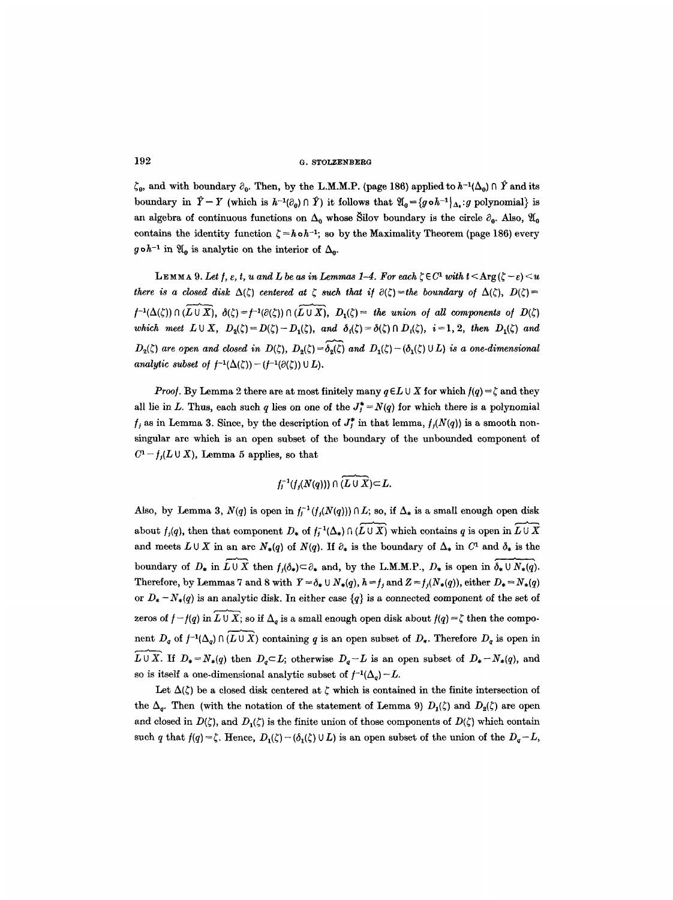$\zeta_0$, and with boundary $\partial_0$. Then, by the L.M.M.P. (page 186) applied to $h^{-1}(\Delta_0) \cap \hat{Y}$ and its boundary in $\hat{Y} - Y$ (which is $h^{-1}(\partial_0) \cap \hat{Y}$) it follows that $\mathfrak{A}_0 = \{g \circ h^{-1}|_{\Delta_0} : g \text{ polynomial}\}$ is an algebra of continuous functions on $\Delta_0$ whose Šilov boundary is the circle $\partial_0$. Also, $\mathfrak{A}_0$ contains the identity function $\zeta = h \circ h^{-1}$; so by the Maximality Theorem (page 186) every $g \circ h^{-1}$ in $\mathfrak{A}_0$ is analytic on the interior of $\Delta_0$.

LEMMA 9. *Let $f$, $\varepsilon$, $t$, $u$ and $L$ be as in Lemmas 1–4. For each $\zeta \in C^1$ with $t < \operatorname{Arg}(\zeta - \varepsilon) < u$ there is a closed disk $\Delta(\zeta)$ centered at $\zeta$ such that if $\partial(\zeta)$ = the boundary of $\Delta(\zeta)$, $D(\zeta) = f^{-1}(\Delta(\zeta)) \cap (\widehat{L \cup X})$, $\delta(\zeta) = f^{-1}(\partial(\zeta)) \cap (\widehat{L \cup X})$, $D_1(\zeta)$ = the union of all components of $D(\zeta)$ which meet $L \cup X$, $D_2(\zeta) = D(\zeta) - D_1(\zeta)$, and $\delta_i(\zeta) = \delta(\zeta) \cap D_i(\zeta)$, $i = 1, 2$, then $D_1(\zeta)$ and $D_2(\zeta)$ are open and closed in $D(\zeta)$, $D_2(\zeta) = \widehat{\delta_2(\zeta)}$ and $D_1(\zeta) - (\delta_1(\zeta) \cup L)$ is a one-dimensional analytic subset of $f^{-1}(\Delta(\zeta)) - (f^{-1}(\partial(\zeta)) \cup L)$.*

*Proof.* By Lemma 2 there are at most finitely many $q \in L \cup X$ for which $f(q) = \zeta$ and they all lie in $L$. Thus, each such $q$ lies on one of the $J_j^* = N(q)$ for which there is a polynomial $f_j$ as in Lemma 3. Since, by the description of $J_j^*$ in that lemma, $f_j(N(q))$ is a smooth nonsingular arc which is an open subset of the boundary of the unbounded component of $C^1 - f_j(L \cup X)$, Lemma 5 applies, so that

$$f_j^{-1}(f_j(N(q))) \cap (\widehat{L \cup X}) \subset L.$$

Also, by Lemma 3, $N(q)$ is open in $f_j^{-1}(f_j(N(q))) \cap L$; so, if $\Delta_*$ is a small enough open disk about $f_j(q)$, then that component $D_*$ of $f_j^{-1}(\Delta_*) \cap (\widehat{L \cup X})$ which contains $q$ is open in $\widehat{L \cup X}$ and meets $L \cup X$ in an arc $N_*(q)$ of $N(q)$. If $\partial_*$ is the boundary of $\Delta_*$ in $C^1$ and $\delta_*$ is the boundary of $D_*$ in $\widehat{L \cup X}$ then $f_j(\delta_*) \subset \partial_*$ and, by the L.M.M.P., $D_*$ is open in $\widehat{\delta_* \cup N_*(q)}$. Therefore, by Lemmas 7 and 8 with $Y = \delta_* \cup N_*(q)$, $h = f_j$ and $Z = f_j(N_*(q))$, either $D_* = N_*(q)$ or $D_* - N_*(q)$ is an analytic disk. In either case $\{q\}$ is a connected component of the set of zeros of $f - f(q)$ in $\widehat{L \cup X}$; so if $\Delta_q$ is a small enough open disk about $f(q) = \zeta$ then the component $D_q$ of $f^{-1}(\Delta_q) \cap (\widehat{L \cup X})$ containing $q$ is an open subset of $D_*$. Therefore $D_q$ is open in $\widehat{L \cup X}$. If $D_* = N_*(q)$ then $D_q \subset L$; otherwise $D_q - L$ is an open subset of $D_* - N_*(q)$, and so is itself a one-dimensional analytic subset of $f^{-1}(\Delta_q) - L$.

Let $\Delta(\zeta)$ be a closed disk centered at $\zeta$ which is contained in the finite intersection of the $\Delta_q$. Then (with the notation of the statement of Lemma 9) $D_1(\zeta)$ and $D_2(\zeta)$ are open and closed in $D(\zeta)$, and $D_1(\zeta)$ is the finite union of those components of $D(\zeta)$ which contain such $q$ that $f(q) = \zeta$. Hence, $D_1(\zeta) - (\delta_1(\zeta) \cup L)$ is an open subset of the union of the $D_q - L$,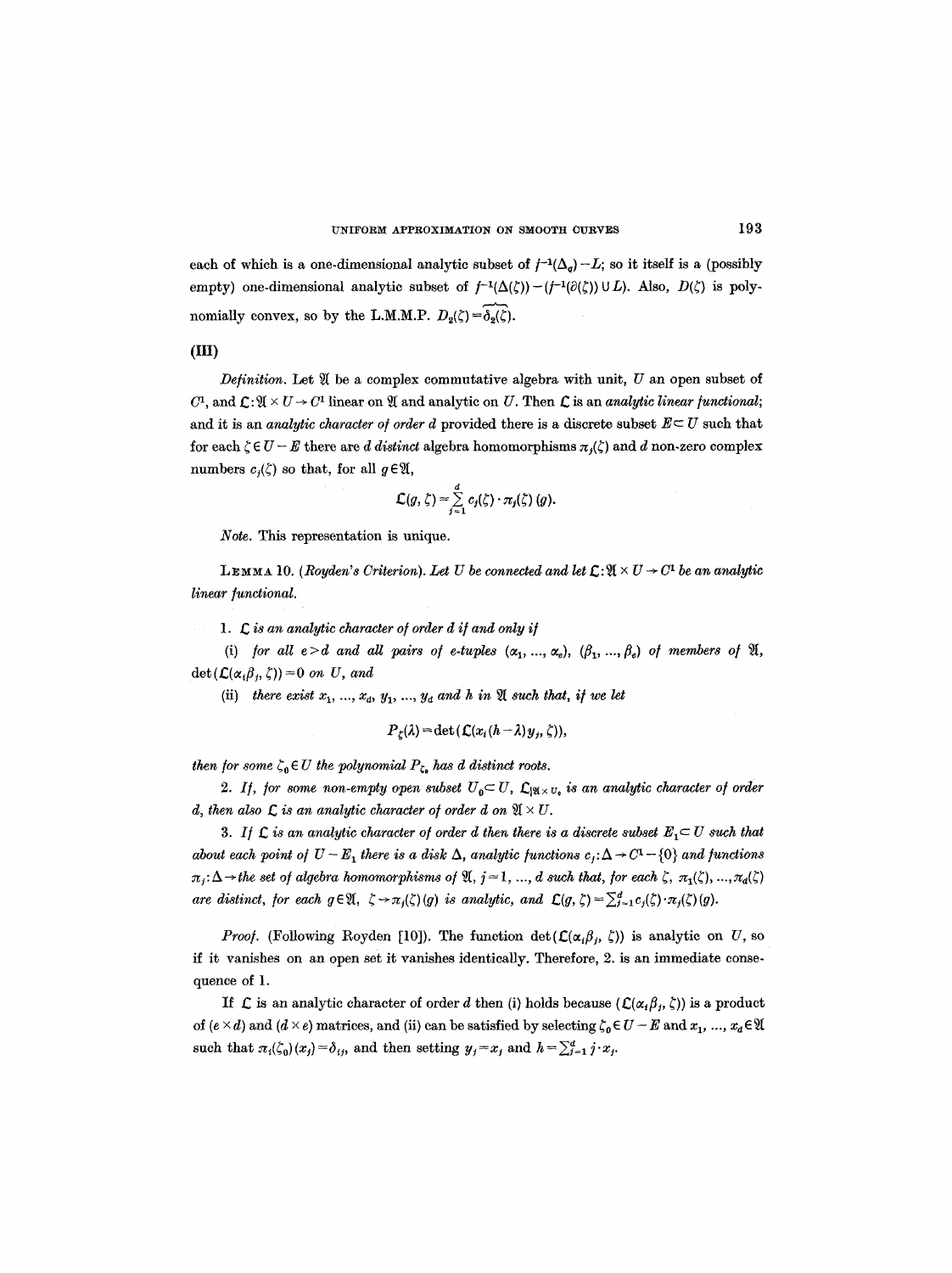each of which is a one-dimensional analytic subset of $f^{-1}(\Delta_q) - L$; so it itself is a (possibly empty) one-dimensional analytic subset of $f^{-1}(\Delta(\zeta)) - (f^{-1}(\partial(\zeta)) \cup L)$. Also, $D(\zeta)$ is polynomially convex, so by the L.M.M.P. $D_2(\zeta) = \widehat{\delta_2(\zeta)}$.

### (III)

*Definition.* Let $\mathfrak{A}$ be a complex commutative algebra with unit, $U$ an open subset of $C^1$, and $\mathfrak{L}: \mathfrak{A} \times U \to C^1$ linear on $\mathfrak{A}$ and analytic on $U$. Then $\mathfrak{L}$ is an *analytic linear functional*; and it is an *analytic character of order d* provided there is a discrete subset $E \subset U$ such that for each $\zeta \in U - E$ there are $d$ *distinct* algebra homomorphisms $\pi_j(\zeta)$ and $d$ non-zero complex numbers $c_j(\zeta)$ so that, for all $g \in \mathfrak{A}$,

$$\mathfrak{L}(g, \zeta) = \sum_{j=1}^{d} c_j(\zeta) \cdot \pi_j(\zeta)(g).$$

*Note.* This representation is unique.

**Lemma 10.** (*Royden's Criterion*). *Let $U$ be connected and let $\mathfrak{L}: \mathfrak{A} \times U \to C^1$ be an analytic linear functional.*

1. *$\mathfrak{L}$ is an analytic character of order $d$ if and only if*

 (i) *for all $e > d$ and all pairs of $e$-tuples $(\alpha_1, ..., \alpha_e)$, $(\beta_1, ..., \beta_e)$ of members of $\mathfrak{A}$, $\det(\mathfrak{L}(\alpha_i \beta_j, \zeta)) = 0$ on $U$, and*

 (ii) *there exist $x_1, ..., x_d$, $y_1, ..., y_d$ and $h$ in $\mathfrak{A}$ such that, if we let*

$$P_\zeta(\lambda) = \det(\mathfrak{L}(x_i(h - \lambda) y_j, \zeta)),$$

*then for some $\zeta_0 \in U$ the polynomial $P_{\zeta_0}$ has $d$ distinct roots.*

2. *If, for some non-empty open subset $U_0 \subset U$, $\mathfrak{L}_{|\mathfrak{A} \times U_0}$ is an analytic character of order $d$, then also $\mathfrak{L}$ is an analytic character of order $d$ on $\mathfrak{A} \times U$.*

3. *If $\mathfrak{L}$ is an analytic character of order $d$ then there is a discrete subset $E_1 \subset U$ such that about each point of $U - E_1$ there is a disk $\Delta$, analytic functions $c_j: \Delta \to C^1 - \{0\}$ and functions $\pi_j: \Delta \to$ the set of algebra homomorphisms of $\mathfrak{A}$, $j = 1, ..., d$ such that, for each $\zeta$, $\pi_1(\zeta), ..., \pi_d(\zeta)$ are distinct, for each $g \in \mathfrak{A}$, $\zeta \to \pi_j(\zeta)(g)$ is analytic, and $\mathfrak{L}(g, \zeta) = \sum_{j=1}^{d} c_j(\zeta) \cdot \pi_j(\zeta)(g)$.*

*Proof.* (Following Royden [10]). The function $\det(\mathfrak{L}(\alpha_i \beta_j, \zeta))$ is analytic on $U$, so if it vanishes on an open set it vanishes identically. Therefore, 2. is an immediate consequence of 1.

If $\mathfrak{L}$ is an analytic character of order $d$ then (i) holds because $(\mathfrak{L}(\alpha_i \beta_j, \zeta))$ is a product of $(e \times d)$ and $(d \times e)$ matrices, and (ii) can be satisfied by selecting $\zeta_0 \in U - E$ and $x_1, ..., x_d \in \mathfrak{A}$ such that $\pi_i(\zeta_0)(x_j) = \delta_{ij}$, and then setting $y_j = x_j$ and $h = \sum_{j=1}^{d} j \cdot x_j$.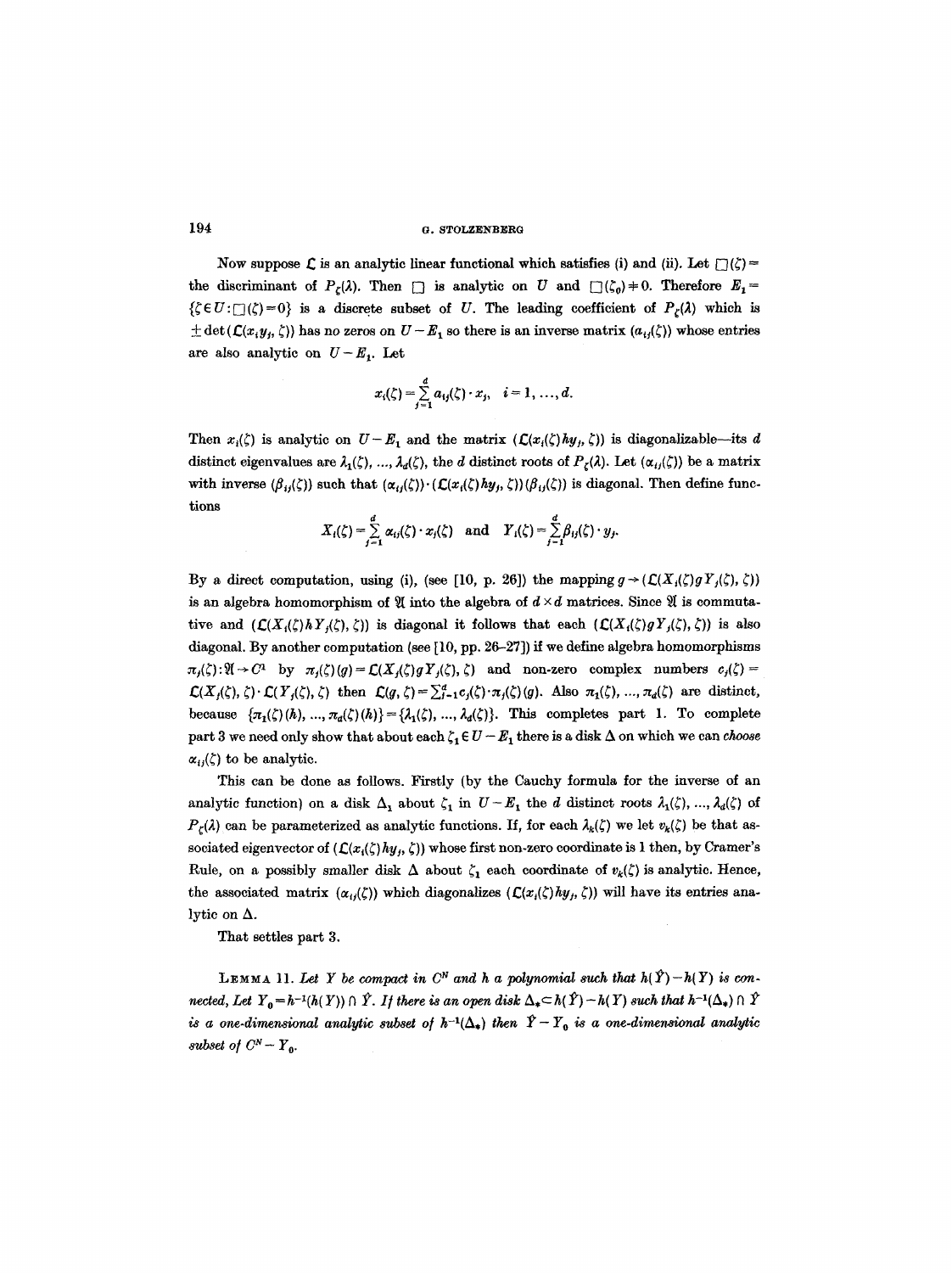Now suppose $\mathfrak{L}$ is an analytic linear functional which satisfies (i) and (ii). Let $\square(\zeta) =$ the discriminant of $P_\zeta(\lambda)$. Then $\square$ is analytic on $U$ and $\square(\zeta_0) \neq 0$. Therefore $E_1 = \{\zeta \in U : \square(\zeta) = 0\}$ is a discrete subset of $U$. The leading coefficient of $P_\zeta(\lambda)$ which is $\pm \det(\mathfrak{L}(x_i y_j, \zeta))$ has no zeros on $U - E_1$ so there is an inverse matrix $(a_{ij}(\zeta))$ whose entries are also analytic on $U - E_1$. Let

$$x_i(\zeta) = \sum_{j=1}^{d} a_{ij}(\zeta) \cdot x_j, \quad i = 1, \ldots, d.$$

Then $x_i(\zeta)$ is analytic on $U - E_1$ and the matrix $(\mathfrak{L}(x_i(\zeta) h y_j, \zeta))$ is diagonalizable—its $d$ distinct eigenvalues are $\lambda_1(\zeta), \ldots, \lambda_d(\zeta)$, the $d$ distinct roots of $P_\zeta(\lambda)$. Let $(\alpha_{ij}(\zeta))$ be a matrix with inverse $(\beta_{ij}(\zeta))$ such that $(\alpha_{ij}(\zeta)) \cdot (\mathfrak{L}(x_i(\zeta) h y_j, \zeta))(\beta_{ij}(\zeta))$ is diagonal. Then define functions

$$X_i(\zeta) = \sum_{j=1}^{d} \alpha_{ij}(\zeta) \cdot x_j(\zeta) \quad \text{and} \quad Y_i(\zeta) = \sum_{j=1}^{d} \beta_{ij}(\zeta) \cdot y_j.$$

By a direct computation, using (i), (see [10, p. 26]) the mapping $g \to (\mathfrak{L}(X_i(\zeta) g Y_j(\zeta), \zeta))$ is an algebra homomorphism of $\mathfrak{A}$ into the algebra of $d \times d$ matrices. Since $\mathfrak{A}$ is commutative and $(\mathfrak{L}(X_i(\zeta) h Y_j(\zeta), \zeta))$ is diagonal it follows that each $(\mathfrak{L}(X_i(\zeta) g Y_j(\zeta), \zeta))$ is also diagonal. By another computation (see [10, pp. 26–27]) if we define algebra homomorphisms $\pi_j(\zeta) : \mathfrak{A} \to C^1$ by $\pi_j(\zeta)(g) = \mathfrak{L}(X_j(\zeta) g Y_j(\zeta), \zeta)$ and non-zero complex numbers $c_j(\zeta) = \mathfrak{L}(X_j(\zeta), \zeta) \cdot \mathfrak{L}(Y_j(\zeta), \zeta)$ then $\mathfrak{L}(g, \zeta) = \sum_{j=1}^{d} c_j(\zeta) \cdot \pi_j(\zeta)(g)$. Also $\pi_1(\zeta), \ldots, \pi_d(\zeta)$ are distinct, because $\{\pi_1(\zeta)(h), \ldots, \pi_d(\zeta)(h)\} = \{\lambda_1(\zeta), \ldots, \lambda_d(\zeta)\}$. This completes part 1. To complete part 3 we need only show that about each $\zeta_1 \in U - E_1$ there is a disk $\Delta$ on which we can *choose* $\alpha_{ij}(\zeta)$ to be analytic.

This can be done as follows. Firstly (by the Cauchy formula for the inverse of an analytic function) on a disk $\Delta_1$ about $\zeta_1$ in $U - E_1$ the $d$ distinct roots $\lambda_1(\zeta), \ldots, \lambda_d(\zeta)$ of $P_\zeta(\lambda)$ can be parameterized as analytic functions. If, for each $\lambda_k(\zeta)$ we let $v_k(\zeta)$ be that associated eigenvector of $(\mathfrak{L}(x_i(\zeta) h y_j, \zeta))$ whose first non-zero coordinate is 1 then, by Cramer's Rule, on a possibly smaller disk $\Delta$ about $\zeta_1$ each coordinate of $v_k(\zeta)$ is analytic. Hence, the associated matrix $(\alpha_{ij}(\zeta))$ which diagonalizes $(\mathfrak{L}(x_i(\zeta) h y_j, \zeta))$ will have its entries analytic on $\Delta$.

That settles part 3.

LEMMA 11. *Let $Y$ be compact in $C^N$ and $h$ a polynomial such that $h(\hat{Y}) - h(Y)$ is connected, Let $Y_0 = h^{-1}(h(Y)) \cap \hat{Y}$. If there is an open disk $\Delta_* \subset h(\hat{Y}) - h(Y)$ such that $h^{-1}(\Delta_*) \cap \hat{Y}$ is a one-dimensional analytic subset of $h^{-1}(\Delta_*)$ then $\hat{Y} - Y_0$ is a one-dimensional analytic subset of $C^N - Y_0$.*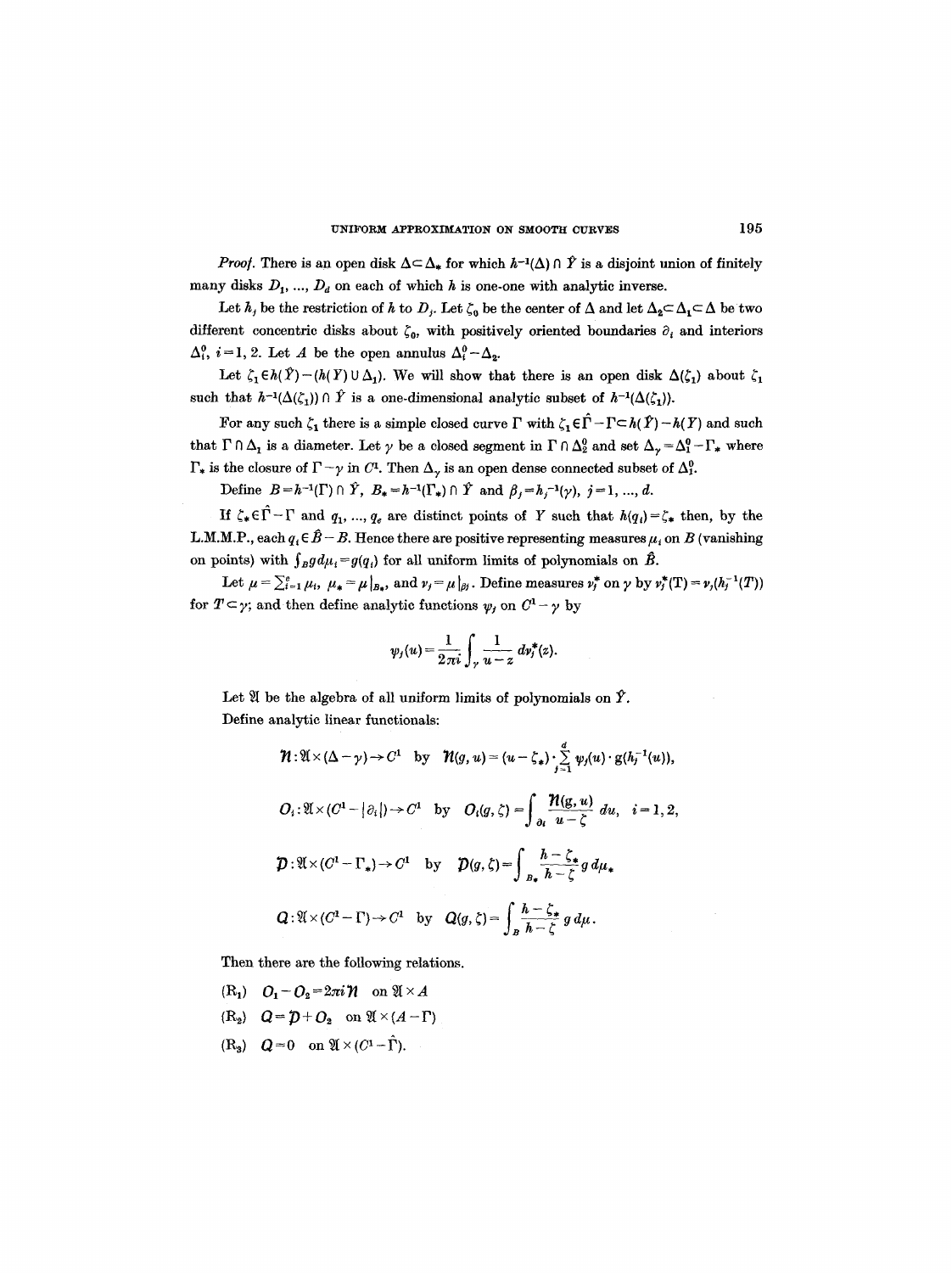*Proof.* There is an open disk $\Delta \subset \Delta_*$ for which $h^{-1}(\Delta) \cap \hat{Y}$ is a disjoint union of finitely many disks $D_1, \ldots, D_d$ on each of which $h$ is one-one with analytic inverse.

Let $h_j$ be the restriction of $h$ to $D_j$. Let $\zeta_0$ be the center of $\Delta$ and let $\Delta_2 \subset \Delta_1 \subset \Delta$ be two different concentric disks about $\zeta_0$, with positively oriented boundaries $\partial_i$ and interiors $\Delta_i^0$, $i=1,2$. Let $A$ be the open annulus $\Delta_1^0 - \Delta_2$.

Let $\zeta_1 \in h(\hat{Y}) - (h(Y) \cup \Delta_1)$. We will show that there is an open disk $\Delta(\zeta_1)$ about $\zeta_1$ such that $h^{-1}(\Delta(\zeta_1)) \cap \hat{Y}$ is a one-dimensional analytic subset of $h^{-1}(\Delta(\zeta_1))$.

For any such $\zeta_1$ there is a simple closed curve $\Gamma$ with $\zeta_1 \in \hat{\Gamma} - \Gamma \subset h(\hat{Y}) - h(Y)$ and such that $\Gamma \cap \Delta_1$ is a diameter. Let $\gamma$ be a closed segment in $\Gamma \cap \Delta_2^0$ and set $\Delta_\gamma = \Delta_1^0 - \Gamma_*$ where $\Gamma_*$ is the closure of $\Gamma - \gamma$ in $C^1$. Then $\Delta_\gamma$ is an open dense connected subset of $\Delta_1^0$.

Define $B = h^{-1}(\Gamma) \cap \hat{Y}$, $B_* = h^{-1}(\Gamma_*) \cap \hat{Y}$ and $\beta_j = h_j^{-1}(\gamma)$, $j=1, \ldots, d$.

If $\zeta_* \in \hat{\Gamma} - \Gamma$ and $q_1, \ldots, q_e$ are distinct points of $Y$ such that $h(q_i) = \zeta_*$ then, by the L.M.M.P., each $q_i \in \hat{B} - B$. Hence there are positive representing measures $\mu_i$ on $B$ (vanishing on points) with $\int_B g\, d\mu_i = g(q_i)$ for all uniform limits of polynomials on $\hat{B}$.

Let $\mu = \sum_{i=1}^{e} \mu_i$, $\mu_* = \mu|_{B_*}$, and $\nu_j = \mu|_{\beta_j}$. Define measures $\nu_j^*$ on $\gamma$ by $\nu_j^*(T) = \nu_j(h_j^{-1}(T))$ for $T \subset \gamma$; and then define analytic functions $\psi_j$ on $C^1 - \gamma$ by

$$\psi_j(u) = \frac{1}{2\pi i} \int_\gamma \frac{1}{u-z}\, d\nu_j^*(z).$$

Let $\mathfrak{A}$ be the algebra of all uniform limits of polynomials on $\hat{Y}$.

Define analytic linear functionals:

$$\mathcal{N} : \mathfrak{A} \times (\Delta - \gamma) \to C^1 \quad \text{by} \quad \mathcal{N}(g, u) = (u - \zeta_*) \cdot \sum_{j=1}^{d} \psi_j(u) \cdot g(h_j^{-1}(u)),$$

$$\mathcal{O}_i : \mathfrak{A} \times (C^1 - |\partial_i|) \to C^1 \quad \text{by} \quad \mathcal{O}_i(g, \zeta) = \int_{\partial_i} \frac{\mathcal{N}(g,u)}{u - \zeta}\, du, \quad i = 1, 2,$$

$$\mathcal{D} : \mathfrak{A} \times (C^1 - \Gamma_*) \to C^1 \quad \text{by} \quad \mathcal{D}(g, \zeta) = \int_{B_*} \frac{h - \zeta_*}{h - \zeta}\, g\, d\mu_*$$

$$\mathcal{Q} : \mathfrak{A} \times (C^1 - \Gamma) \to C^1 \quad \text{by} \quad \mathcal{Q}(g, \zeta) = \int_B \frac{h - \zeta_*}{h - \zeta}\, g\, d\mu.$$

Then there are the following relations.

($R_1$) $\mathcal{O}_1 - \mathcal{O}_2 = 2\pi i \mathcal{N}$ on $\mathfrak{A} \times A$

($R_2$) $\mathcal{Q} = \mathcal{D} + \mathcal{O}_2$ on $\mathfrak{A} \times (A - \Gamma)$

($R_3$) $\mathcal{Q} = 0$ on $\mathfrak{A} \times (C^1 - \hat{\Gamma})$.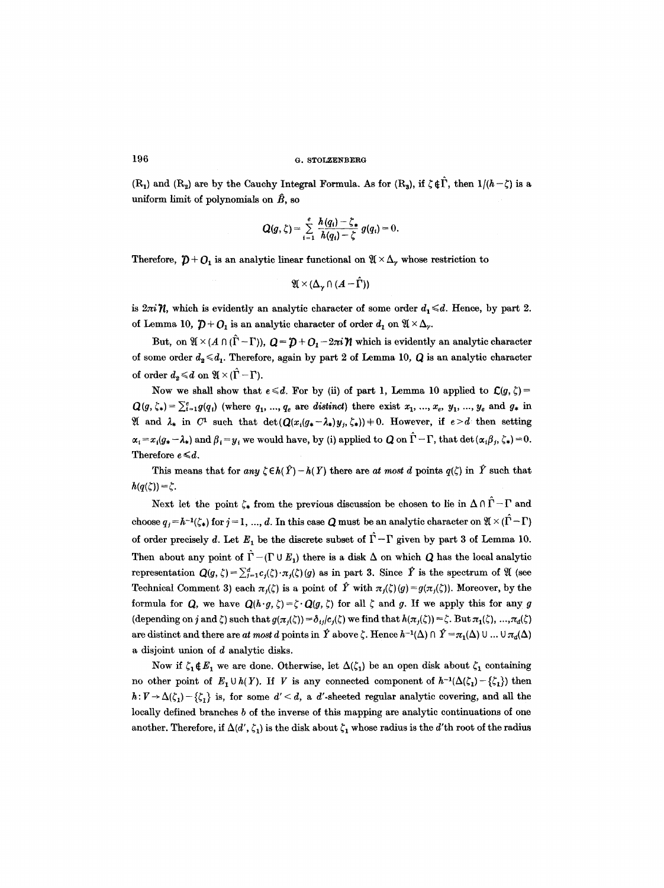($R_1$) and ($R_2$) are by the Cauchy Integral Formula. As for ($R_3$), if $\zeta \notin \hat{\Gamma}$, then $1/(h-\zeta)$ is a uniform limit of polynomials on $\hat{B}$, so

$$Q(g, \zeta) = \sum_{i=1}^{e} \frac{h(q_i) - \zeta_*}{h(q_i) - \zeta} g(q_i) = 0.$$

Therefore, $\mathcal{D} + \mathcal{O}_1$ is an analytic linear functional on $\mathfrak{A} \times \Delta_\gamma$ whose restriction to

$$\mathfrak{A} \times (\Delta_\gamma \cap (A - \hat{\Gamma}))$$

is $2\pi i \mathcal{N}$, which is evidently an analytic character of some order $d_1 \leqslant d$. Hence, by part 2. of Lemma 10, $\mathcal{D} + \mathcal{O}_1$ is an analytic character of order $d_1$ on $\mathfrak{A} \times \Delta_\gamma$.

But, on $\mathfrak{A} \times (A \cap (\hat{\Gamma} - \Gamma))$, $Q = \mathcal{D} + \mathcal{O}_1 - 2\pi i \mathcal{N}$ which is evidently an analytic character of some order $d_2 \leqslant d_1$. Therefore, again by part 2 of Lemma 10, $Q$ is an analytic character of order $d_2 \leqslant d$ on $\mathfrak{A} \times (\hat{\Gamma} - \Gamma)$.

Now we shall show that $e \leqslant d$. For by (ii) of part 1, Lemma 10 applied to $\mathcal{L}(g, \zeta) = Q(g, \zeta_*) = \sum_{i=1}^{e} g(q_i)$ (where $q_1, \ldots, q_e$ are *distinct*) there exist $x_1, \ldots, x_e$, $y_1, \ldots, y_e$ and $g_*$ in $\mathfrak{A}$ and $\lambda_*$ in $C^1$ such that $\det(Q(x_i(g_* - \lambda_*)y_j, \zeta_*)) \neq 0$. However, if $e > d$ then setting $\alpha_i = x_i(g_* - \lambda_*)$ and $\beta_i = y_i$ we would have, by (i) applied to $Q$ on $\hat{\Gamma} - \Gamma$, that $\det(\alpha_i \beta_j, \zeta_*) = 0$. Therefore $e \leqslant d$.

This means that for *any* $\zeta \in h(\hat{Y}) - h(Y)$ there are *at most* $d$ points $q(\zeta)$ in $\hat{Y}$ such that $h(q(\zeta)) = \zeta$.

Next let the point $\zeta_*$ from the previous discussion be chosen to lie in $\Delta \cap \hat{\Gamma} - \Gamma$ and choose $q_j = h^{-1}(\zeta_*)$ for $j = 1, \ldots, d$. In this case $Q$ must be an analytic character on $\mathfrak{A} \times (\hat{\Gamma} - \Gamma)$ of order precisely $d$. Let $E_1$ be the discrete subset of $\hat{\Gamma} - \Gamma$ given by part 3 of Lemma 10. Then about any point of $\hat{\Gamma} - (\Gamma \cup E_1)$ there is a disk $\Delta$ on which $Q$ has the local analytic representation $Q(g, \zeta) = \sum_{j=1}^{d} c_j(\zeta) \cdot \pi_j(\zeta)(g)$ as in part 3. Since $\hat{Y}$ is the spectrum of $\mathfrak{A}$ (see Technical Comment 3) each $\pi_j(\zeta)$ is a point of $\hat{Y}$ with $\pi_j(\zeta)(g) = g(\pi_j(\zeta))$. Moreover, by the formula for $Q$, we have $Q(h \cdot g, \zeta) = \zeta \cdot Q(g, \zeta)$ for all $\zeta$ and $g$. If we apply this for any $g$ (depending on $j$ and $\zeta$) such that $g(\pi_j(\zeta)) = \delta_{ij}/c_j(\zeta)$ we find that $h(\pi_j(\zeta)) = \zeta$. But $\pi_1(\zeta), \ldots, \pi_d(\zeta)$ are distinct and there are *at most* $d$ points in $\hat{Y}$ above $\zeta$. Hence $h^{-1}(\Delta) \cap \hat{Y} = \pi_1(\Delta) \cup \ldots \cup \pi_d(\Delta)$ a disjoint union of $d$ analytic disks.

Now if $\zeta_1 \notin E_1$ we are done. Otherwise, let $\Delta(\zeta_1)$ be an open disk about $\zeta_1$ containing no other point of $E_1 \cup h(Y)$. If $V$ is any connected component of $h^{-1}(\Delta(\zeta_1) - \{\zeta_1\})$ then $h: V \to \Delta(\zeta_1) - \{\zeta_1\}$ is, for some $d' < d$, a $d'$-sheeted regular analytic covering, and all the locally defined branches $b$ of the inverse of this mapping are analytic continuations of one another. Therefore, if $\Delta(d', \zeta_1)$ is the disk about $\zeta_1$ whose radius is the $d'$th root of the radius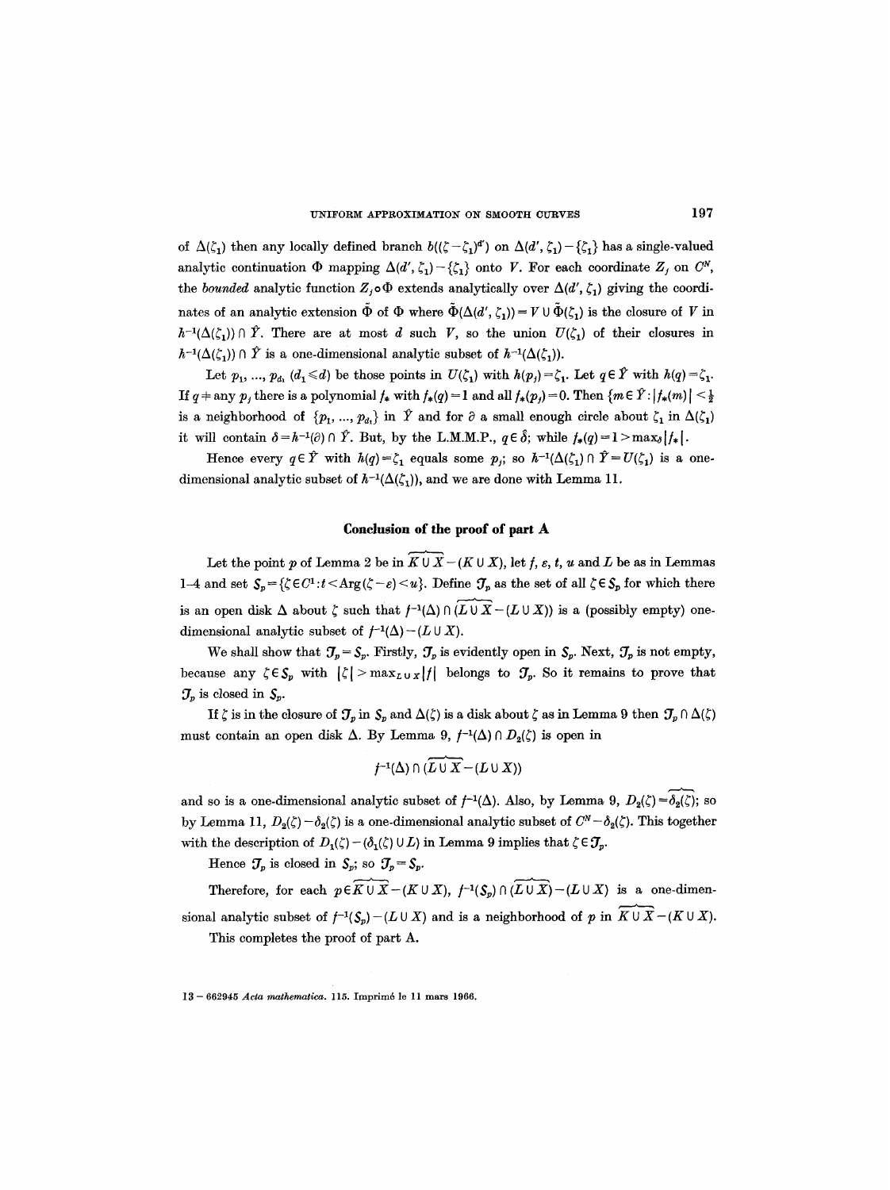of $\Delta(\zeta_1)$ then any locally defined branch $b((\zeta-\zeta_1)^{d'})$ on $\Delta(d',\zeta_1)-\{\zeta_1\}$ has a single-valued analytic continuation $\Phi$ mapping $\Delta(d',\zeta_1)-\{\zeta_1\}$ onto $V$. For each coordinate $Z_j$ on $C^N$, the *bounded* analytic function $Z_j\circ\Phi$ extends analytically over $\Delta(d',\zeta_1)$ giving the coordinates of an analytic extension $\tilde{\Phi}$ of $\Phi$ where $\tilde{\Phi}(\Delta(d',\zeta_1)) = V \cup \tilde{\Phi}(\zeta_1)$ is the closure of $V$ in $h^{-1}(\Delta(\zeta_1)) \cap \hat{Y}$. There are at most $d$ such $V$, so the union $U(\zeta_1)$ of their closures in $h^{-1}(\Delta(\zeta_1)) \cap \hat{Y}$ is a one-dimensional analytic subset of $h^{-1}(\Delta(\zeta_1))$.

Let $p_1, \ldots, p_{d_1}$ $(d_1 \leq d)$ be those points in $U(\zeta_1)$ with $h(p_j)=\zeta_1$. Let $q \in \hat{Y}$ with $h(q)=\zeta_1$. If $q \neq$ any $p_j$ there is a polynomial $f_*$ with $f_*(q)=1$ and all $f_*(p_j)=0$. Then $\{m \in \hat{Y}: |f_*(m)| < \frac{1}{2}$ is a neighborhood of $\{p_1, \ldots, p_{d_1}\}$ in $\hat{Y}$ and for $\partial$ a small enough circle about $\zeta_1$ in $\Delta(\zeta_1)$ it will contain $\delta = h^{-1}(\partial) \cap \hat{Y}$. But, by the L.M.M.P., $q \in \hat{\delta}$; while $f_*(q)=1 > \max_\delta |f_*|$.

Hence every $q \in \hat{Y}$ with $h(q)=\zeta_1$ equals some $p_j$; so $h^{-1}(\Delta(\zeta_1)) \cap \hat{Y} = U(\zeta_1)$ is a one-dimensional analytic subset of $h^{-1}(\Delta(\zeta_1))$, and we are done with Lemma 11.

## Conclusion of the proof of part A

Let the point $p$ of Lemma 2 be in $\widehat{K \cup X} - (K \cup X)$, let $f$, $\varepsilon$, $t$, $u$ and $L$ be as in Lemmas 1–4 and set $S_p = \{\zeta \in C^1 : t < \operatorname{Arg}(\zeta - \varepsilon) < u\}$. Define $\mathcal{T}_p$ as the set of all $\zeta \in S_p$ for which there is an open disk $\Delta$ about $\zeta$ such that $f^{-1}(\Delta) \cap (\widehat{L \cup X} - (L \cup X))$ is a (possibly empty) one-dimensional analytic subset of $f^{-1}(\Delta) - (L \cup X)$.

We shall show that $\mathcal{T}_p = S_p$. Firstly, $\mathcal{T}_p$ is evidently open in $S_p$. Next, $\mathcal{T}_p$ is not empty, because any $\zeta \in S_p$ with $|\zeta| > \max_{L \cup X} |f|$ belongs to $\mathcal{T}_p$. So it remains to prove that $\mathcal{T}_p$ is closed in $S_p$.

If $\zeta$ is in the closure of $\mathcal{T}_p$ in $S_p$ and $\Delta(\zeta)$ is a disk about $\zeta$ as in Lemma 9 then $\mathcal{T}_p \cap \Delta(\zeta)$ must contain an open disk $\Delta$. By Lemma 9, $f^{-1}(\Delta) \cap D_2(\zeta)$ is open in

$$f^{-1}(\Delta) \cap (\widehat{L \cup X} - (L \cup X))$$

and so is a one-dimensional analytic subset of $f^{-1}(\Delta)$. Also, by Lemma 9, $D_2(\zeta) = \widehat{\delta_2(\zeta)}$; so by Lemma 11, $D_2(\zeta) - \delta_2(\zeta)$ is a one-dimensional analytic subset of $C^N - \delta_2(\zeta)$. This together with the description of $D_1(\zeta) - (\delta_1(\zeta) \cup L)$ in Lemma 9 implies that $\zeta \in \mathcal{T}_p$.

Hence $\mathcal{T}_p$ is closed in $S_p$; so $\mathcal{T}_p = S_p$.

Therefore, for each $p \in \widehat{K \cup X} - (K \cup X)$, $f^{-1}(S_p) \cap (\widehat{L \cup X}) - (L \cup X)$ is a one-dimensional analytic subset of $f^{-1}(S_p) - (L \cup X)$ and is a neighborhood of $p$ in $\widehat{K \cup X} - (K \cup X)$.

This completes the proof of part A.

13 – 662945 *Acta mathematica*. 115. Imprimé le 11 mars 1966.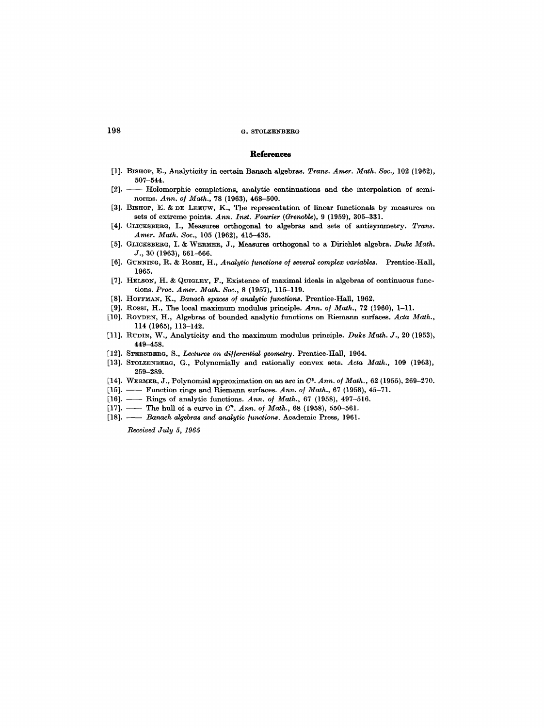## References

[1]. Bishop, E., Analyticity in certain Banach algebras. *Trans. Amer. Math. Soc.*, 102 (1962), 507–544.

[2]. —— Holomorphic completions, analytic continuations and the interpolation of semi-norms. *Ann. of Math.*, 78 (1963), 468–500.

[3]. Bishop, E. & de Leeuw, K., The representation of linear functionals by measures on sets of extreme points. *Ann. Inst. Fourier (Grenoble)*, 9 (1959), 305–331.

[4]. Glicksberg, I., Measures orthogonal to algebras and sets of antisymmetry. *Trans. Amer. Math. Soc.*, 105 (1962), 415–435.

[5]. Glicksberg, I. & Wermer, J., Measures orthogonal to a Dirichlet algebra. *Duke Math. J.*, 30 (1963), 661–666.

[6]. Gunning, R. & Rossi, H., *Analytic functions of several complex variables.* Prentice-Hall, 1965.

[7]. Helson, H. & Quigley, F., Existence of maximal ideals in algebras of continuous functions. *Proc. Amer. Math. Soc.*, 8 (1957), 115–119.

[8]. Hoffman, K., *Banach spaces of analytic functions.* Prentice-Hall, 1962.

[9]. Rossi, H., The local maximum modulus principle. *Ann. of Math.*, 72 (1960), 1–11.

[10]. Royden, H., Algebras of bounded analytic functions on Riemann surfaces. *Acta Math.*, 114 (1965), 113–142.

[11]. Rudin, W., Analyticity and the maximum modulus principle. *Duke Math. J.*, 20 (1953), 449–458.

[12]. Sternberg, S., *Lectures on differential geometry.* Prentice-Hall, 1964.

[13]. Stolzenberg, G., Polynomially and rationally convex sets. *Acta Math.*, 109 (1963), 259–289.

[14]. Wermer, J., Polynomial approximation on an arc in $C^3$. *Ann. of Math.*, 62 (1955), 269–270.

[15]. —— Function rings and Riemann surfaces. *Ann. of Math.*, 67 (1958), 45–71.

[16]. —— Rings of analytic functions. *Ann. of Math.*, 67 (1958), 497–516.

[17]. —— The hull of a curve in $C^n$. *Ann. of Math.*, 68 (1958), 550–561.

[18]. —— *Banach algebras and analytic functions.* Academic Press, 1961.

*Received July 5, 1965*